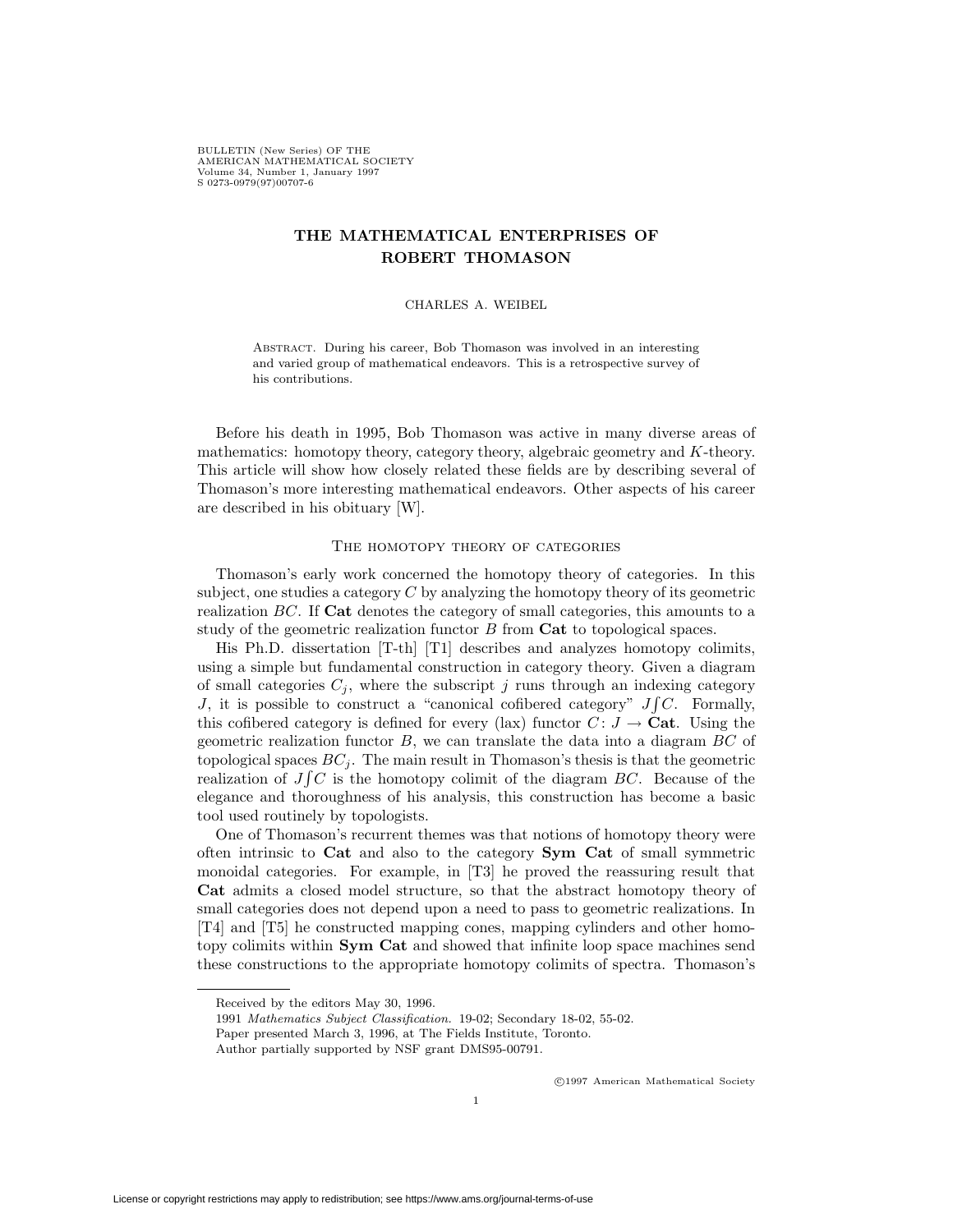# THE MATHEMATICAL ENTERPRISES OF ROBERT THOMASON

CHARLES A. WEIBEL

Abstract. During his career, Bob Thomason was involved in an interesting and varied group of mathematical endeavors. This is a retrospective survey of his contributions.

Before his death in 1995, Bob Thomason was active in many diverse areas of mathematics: homotopy theory, category theory, algebraic geometry and $K$-theory. This article will show how closely related these fields are by describing several of Thomason's more interesting mathematical endeavors. Other aspects of his career are described in his obituary [W].

## The homotopy theory of categories

Thomason's early work concerned the homotopy theory of categories. In this subject, one studies a category $C$ by analyzing the homotopy theory of its geometric realization $BC$. If **Cat** denotes the category of small categories, this amounts to a study of the geometric realization functor $B$ from **Cat** to topological spaces.

His Ph.D. dissertation [T-th] [T1] describes and analyzes homotopy colimits, using a simple but fundamental construction in category theory. Given a diagram of small categories $C_j$, where the subscript $j$ runs through an indexing category $J$, it is possible to construct a "canonical cofibered category" $J\int C$. Formally, this cofibered category is defined for every (lax) functor $C\colon J \to \mathbf{Cat}$. Using the geometric realization functor $B$, we can translate the data into a diagram $BC$ of topological spaces $BC_j$. The main result in Thomason's thesis is that the geometric realization of $J\int C$ is the homotopy colimit of the diagram $BC$. Because of the elegance and thoroughness of his analysis, this construction has become a basic tool used routinely by topologists.

One of Thomason's recurrent themes was that notions of homotopy theory were often intrinsic to **Cat** and also to the category **Sym Cat** of small symmetric monoidal categories. For example, in [T3] he proved the reassuring result that **Cat** admits a closed model structure, so that the abstract homotopy theory of small categories does not depend upon a need to pass to geometric realizations. In [T4] and [T5] he constructed mapping cones, mapping cylinders and other homotopy colimits within **Sym Cat** and showed that infinite loop space machines send these constructions to the appropriate homotopy colimits of spectra. Thomason's

---

Received by the editors May 30, 1996.

1991 *Mathematics Subject Classification.* 19-02; Secondary 18-02, 55-02.

Paper presented March 3, 1996, at The Fields Institute, Toronto.

Author partially supported by NSF grant DMS95-00791.

©1997 American Mathematical Society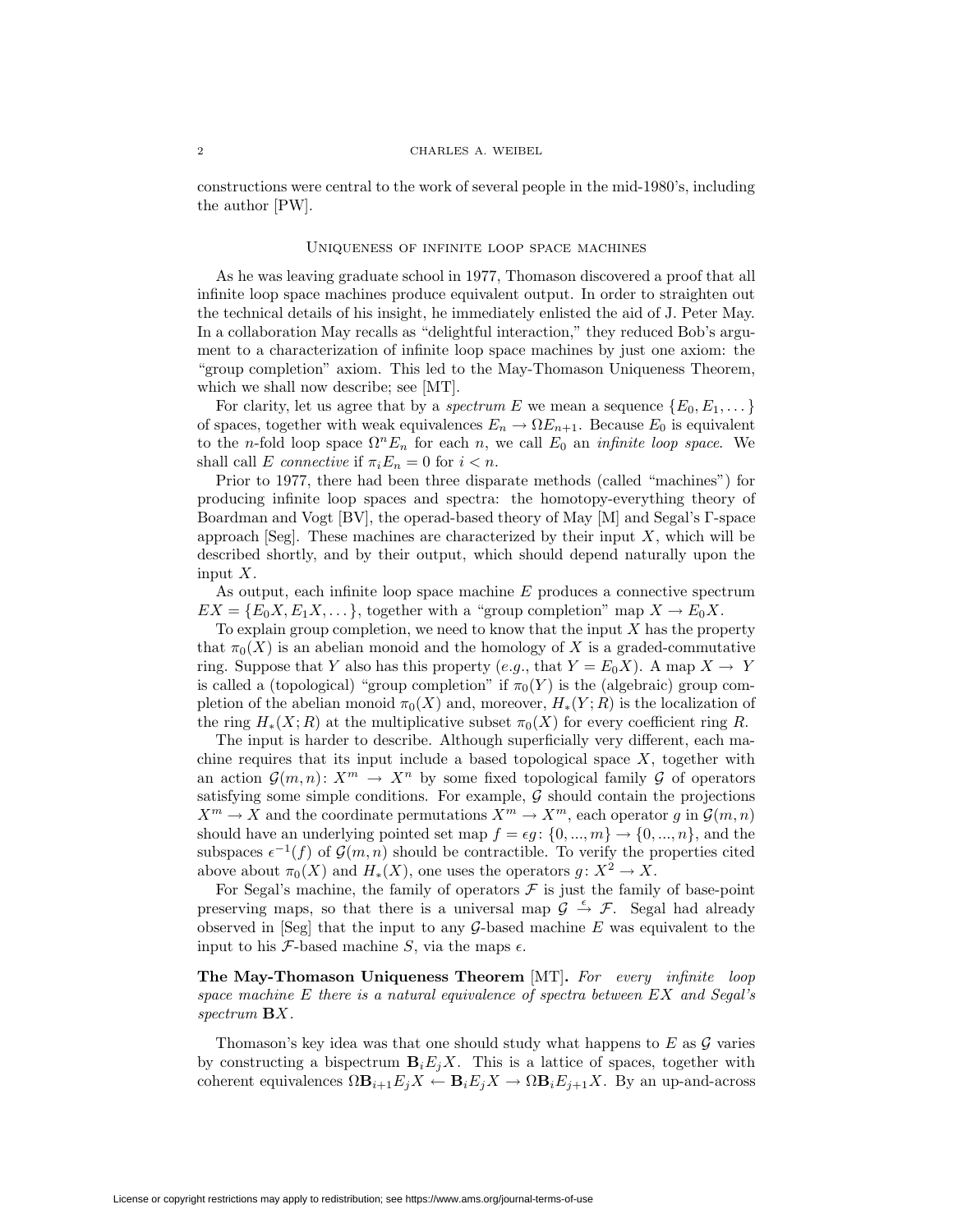constructions were central to the work of several people in the mid-1980's, including the author [PW].

## Uniqueness of infinite loop space machines

As he was leaving graduate school in 1977, Thomason discovered a proof that all infinite loop space machines produce equivalent output. In order to straighten out the technical details of his insight, he immediately enlisted the aid of J. Peter May. In a collaboration May recalls as "delightful interaction," they reduced Bob's argument to a characterization of infinite loop space machines by just one axiom: the "group completion" axiom. This led to the May-Thomason Uniqueness Theorem, which we shall now describe; see [MT].

For clarity, let us agree that by a *spectrum* $E$ we mean a sequence $\{E_0, E_1, \dots\}$ of spaces, together with weak equivalences $E_n \to \Omega E_{n+1}$. Because $E_0$ is equivalent to the $n$-fold loop space $\Omega^n E_n$ for each $n$, we call $E_0$ an *infinite loop space*. We shall call $E$ *connective* if $\pi_i E_n = 0$ for $i < n$.

Prior to 1977, there had been three disparate methods (called "machines") for producing infinite loop spaces and spectra: the homotopy-everything theory of Boardman and Vogt [BV], the operad-based theory of May [M] and Segal's $\Gamma$-space approach [Seg]. These machines are characterized by their input $X$, which will be described shortly, and by their output, which should depend naturally upon the input $X$.

As output, each infinite loop space machine $E$ produces a connective spectrum $EX = \{E_0X, E_1X, \dots\}$, together with a "group completion" map $X \to E_0X$.

To explain group completion, we need to know that the input $X$ has the property that $\pi_0(X)$ is an abelian monoid and the homology of $X$ is a graded-commutative ring. Suppose that $Y$ also has this property (*e.g.*, that $Y = E_0X$). A map $X \to Y$ is called a (topological) "group completion" if $\pi_0(Y)$ is the (algebraic) group completion of the abelian monoid $\pi_0(X)$ and, moreover, $H_*(Y; R)$ is the localization of the ring $H_*(X; R)$ at the multiplicative subset $\pi_0(X)$ for every coefficient ring $R$.

The input is harder to describe. Although superficially very different, each machine requires that its input include a based topological space $X$, together with an action $\mathcal{G}(m, n)\colon X^m \to X^n$ by some fixed topological family $\mathcal{G}$ of operators satisfying some simple conditions. For example, $\mathcal{G}$ should contain the projections $X^m \to X$ and the coordinate permutations $X^m \to X^m$, each operator $g$ in $\mathcal{G}(m, n)$ should have an underlying pointed set map $f = \epsilon g\colon \{0, ..., m\} \to \{0, ..., n\}$, and the subspaces $\epsilon^{-1}(f)$ of $\mathcal{G}(m, n)$ should be contractible. To verify the properties cited above about $\pi_0(X)$ and $H_*(X)$, one uses the operators $g\colon X^2 \to X$.

For Segal's machine, the family of operators $\mathcal{F}$ is just the family of base-point preserving maps, so that there is a universal map $\mathcal{G} \xrightarrow{\epsilon} \mathcal{F}$. Segal had already observed in [Seg] that the input to any $\mathcal{G}$-based machine $E$ was equivalent to the input to his $\mathcal{F}$-based machine $S$, via the maps $\epsilon$.

**The May-Thomason Uniqueness Theorem** [MT]**.** *For every infinite loop space machine $E$ there is a natural equivalence of spectra between $EX$ and Segal's spectrum $\mathbf{B}X$.*

Thomason's key idea was that one should study what happens to $E$ as $\mathcal{G}$ varies by constructing a bispectrum $\mathbf{B}_i E_j X$. This is a lattice of spaces, together with coherent equivalences $\Omega \mathbf{B}_{i+1} E_j X \leftarrow \mathbf{B}_i E_j X \to \Omega \mathbf{B}_i E_{j+1} X$. By an up-and-across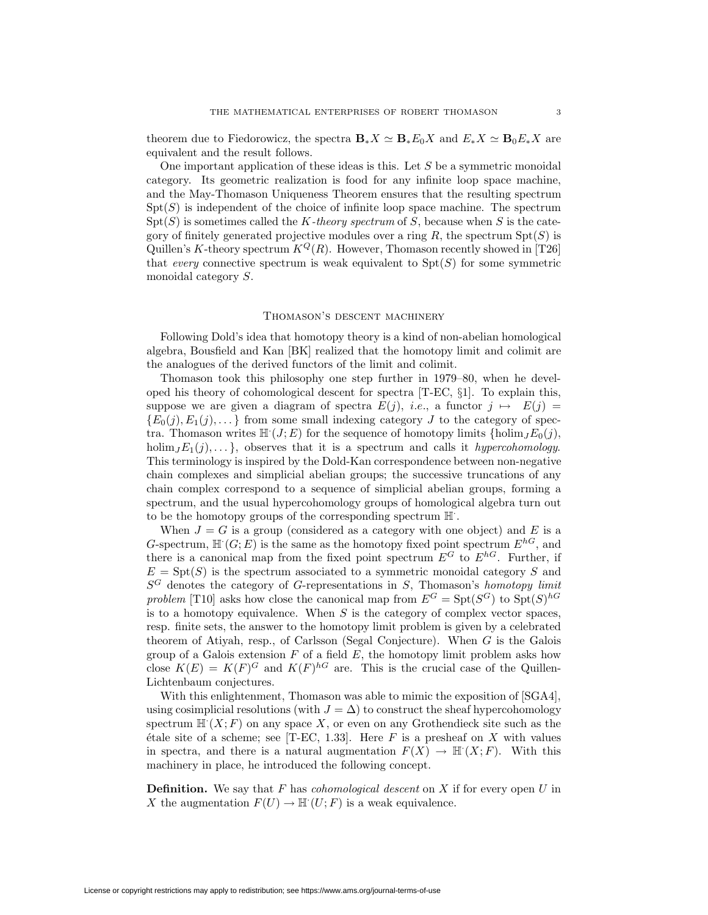theorem due to Fiedorowicz, the spectra $\mathbf{B}_*X \simeq \mathbf{B}_*E_0X$ and $E_*X \simeq \mathbf{B}_0E_*X$ are equivalent and the result follows.

One important application of these ideas is this. Let $S$ be a symmetric monoidal category. Its geometric realization is food for any infinite loop space machine, and the May-Thomason Uniqueness Theorem ensures that the resulting spectrum $\mathrm{Spt}(S)$ is independent of the choice of infinite loop space machine. The spectrum $\mathrm{Spt}(S)$ is sometimes called the *K-theory spectrum* of $S$, because when $S$ is the category of finitely generated projective modules over a ring $R$, the spectrum $\mathrm{Spt}(S)$ is Quillen's $K$-theory spectrum $K^Q(R)$. However, Thomason recently showed in [T26] that *every* connective spectrum is weak equivalent to $\mathrm{Spt}(S)$ for some symmetric monoidal category $S$.

## Thomason's descent machinery

Following Dold's idea that homotopy theory is a kind of non-abelian homological algebra, Bousfield and Kan [BK] realized that the homotopy limit and colimit are the analogues of the derived functors of the limit and colimit.

Thomason took this philosophy one step further in 1979–80, when he developed his theory of cohomological descent for spectra [T-EC, §1]. To explain this, suppose we are given a diagram of spectra $E(j)$, *i.e.*, a functor $j \mapsto E(j) = \{E_0(j), E_1(j), \dots\}$ from some small indexing category $J$ to the category of spectra. Thomason writes $\mathbb{H}^{\cdot}(J; E)$ for the sequence of homotopy limits $\{\mathrm{holim}_J E_0(j), \mathrm{holim}_J E_1(j), \dots\}$, observes that it is a spectrum and calls it *hypercohomology*. This terminology is inspired by the Dold-Kan correspondence between non-negative chain complexes and simplicial abelian groups; the successive truncations of any chain complex correspond to a sequence of simplicial abelian groups, forming a spectrum, and the usual hypercohomology groups of homological algebra turn out to be the homotopy groups of the corresponding spectrum $\mathbb{H}^{\cdot}$.

When $J = G$ is a group (considered as a category with one object) and $E$ is a $G$-spectrum, $\mathbb{H}^{\cdot}(G; E)$ is the same as the homotopy fixed point spectrum $E^{hG}$, and there is a canonical map from the fixed point spectrum $E^G$ to $E^{hG}$. Further, if $E = \mathrm{Spt}(S)$ is the spectrum associated to a symmetric monoidal category $S$ and $S^G$ denotes the category of $G$-representations in $S$, Thomason's *homotopy limit problem* [T10] asks how close the canonical map from $E^G = \mathrm{Spt}(S^G)$ to $\mathrm{Spt}(S)^{hG}$ is to a homotopy equivalence. When $S$ is the category of complex vector spaces, resp. finite sets, the answer to the homotopy limit problem is given by a celebrated theorem of Atiyah, resp., of Carlsson (Segal Conjecture). When $G$ is the Galois group of a Galois extension $F$ of a field $E$, the homotopy limit problem asks how close $K(E) = K(F)^G$ and $K(F)^{hG}$ are. This is the crucial case of the Quillen-Lichtenbaum conjectures.

With this enlightenment, Thomason was able to mimic the exposition of [SGA4], using cosimplicial resolutions (with $J = \Delta$) to construct the sheaf hypercohomology spectrum $\mathbb{H}^{\cdot}(X; F)$ on any space $X$, or even on any Grothendieck site such as the étale site of a scheme; see [T-EC, 1.33]. Here $F$ is a presheaf on $X$ with values in spectra, and there is a natural augmentation $F(X) \to \mathbb{H}^{\cdot}(X; F)$. With this machinery in place, he introduced the following concept.

**Definition.** We say that $F$ has *cohomological descent* on $X$ if for every open $U$ in $X$ the augmentation $F(U) \to \mathbb{H}^{\cdot}(U; F)$ is a weak equivalence.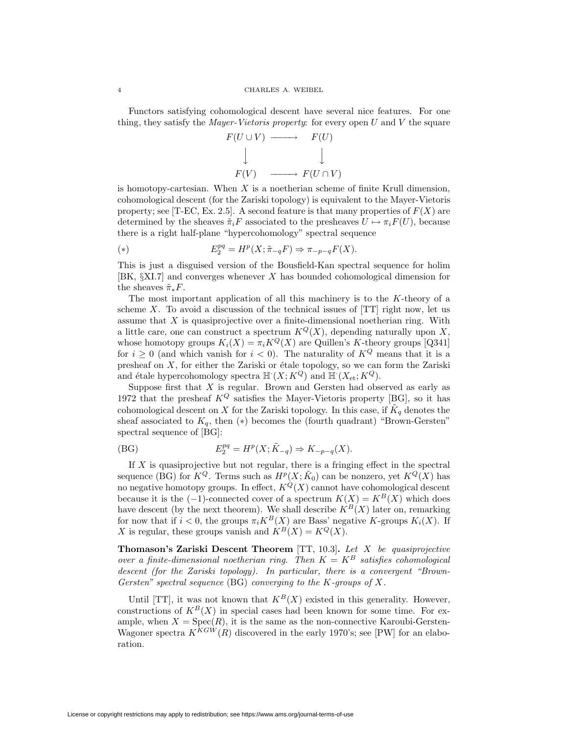Functors satisfying cohomological descent have several nice features. For one thing, they satisfy the *Mayer-Vietoris property*: for every open $U$ and $V$ the square

$$\begin{array}{ccc} F(U\cup V) & \longrightarrow & F(U) \\ \downarrow & & \downarrow \\ F(V) & \longrightarrow & F(U\cap V) \end{array}$$

is homotopy-cartesian. When $X$ is a noetherian scheme of finite Krull dimension, cohomological descent (for the Zariski topology) is equivalent to the Mayer-Vietoris property; see [T-EC, Ex. 2.5]. A second feature is that many properties of $F(X)$ are determined by the sheaves $\tilde{\pi}_i F$ associated to the presheaves $U \mapsto \pi_i F(U)$, because there is a right half-plane "hypercohomology" spectral sequence

$$(*) \qquad E_2^{pq} = H^p(X; \tilde{\pi}_{-q} F) \Rightarrow \pi_{-p-q} F(X).$$

This is just a disguised version of the Bousfield-Kan spectral sequence for holim [BK, §XI.7] and converges whenever $X$ has bounded cohomological dimension for the sheaves $\tilde{\pi}_* F$.

The most important application of all this machinery is to the $K$-theory of a scheme $X$. To avoid a discussion of the technical issues of [TT] right now, let us assume that $X$ is quasiprojective over a finite-dimensional noetherian ring. With a little care, one can construct a spectrum $K^Q(X)$, depending naturally upon $X$, whose homotopy groups $K_i(X) = \pi_i K^Q(X)$ are Quillen's $K$-theory groups [Q341] for $i \geq 0$ (and which vanish for $i < 0$). The naturality of $K^Q$ means that it is a presheaf on $X$, for either the Zariski or étale topology, so we can form the Zariski and étale hypercohomology spectra $\mathbb{H}^{\cdot}(X; K^Q)$ and $\mathbb{H}^{\cdot}(X_{\mathrm{et}}; K^Q)$.

Suppose first that $X$ is regular. Brown and Gersten had observed as early as 1972 that the presheaf $K^Q$ satisfies the Mayer-Vietoris property [BG], so it has cohomological descent on $X$ for the Zariski topology. In this case, if $\tilde{K}_q$ denotes the sheaf associated to $K_q$, then $(*)$ becomes the (fourth quadrant) "Brown-Gersten" spectral sequence of [BG]:

$$(\mathrm{BG}) \qquad E_2^{pq} = H^p(X; \tilde{K}_{-q}) \Rightarrow K_{-p-q}(X).$$

If $X$ is quasiprojective but not regular, there is a fringing effect in the spectral sequence (BG) for $K^Q$. Terms such as $H^p(X; \tilde{K}_0)$ can be nonzero, yet $K^Q(X)$ has no negative homotopy groups. In effect, $K^Q(X)$ cannot have cohomological descent because it is the $(-1)$-connected cover of a spectrum $K(X) = K^B(X)$ which does have descent (by the next theorem). We shall describe $K^B(X)$ later on, remarking for now that if $i < 0$, the groups $\pi_i K^B(X)$ are Bass' negative $K$-groups $K_i(X)$. If $X$ is regular, these groups vanish and $K^B(X) = K^Q(X)$.

**Thomason's Zariski Descent Theorem** [TT, 10.3]**.** *Let $X$ be quasiprojective over a finite-dimensional noetherian ring. Then $K = K^B$ satisfies cohomological descent (for the Zariski topology). In particular, there is a convergent "Brown-Gersten" spectral sequence* (BG) *converging to the $K$-groups of $X$.*

Until [TT], it was not known that $K^B(X)$ existed in this generality. However, constructions of $K^B(X)$ in special cases had been known for some time. For example, when $X = \mathrm{Spec}(R)$, it is the same as the non-connective Karoubi-Gersten-Wagoner spectra $K^{KGW}(R)$ discovered in the early 1970's; see [PW] for an elaboration.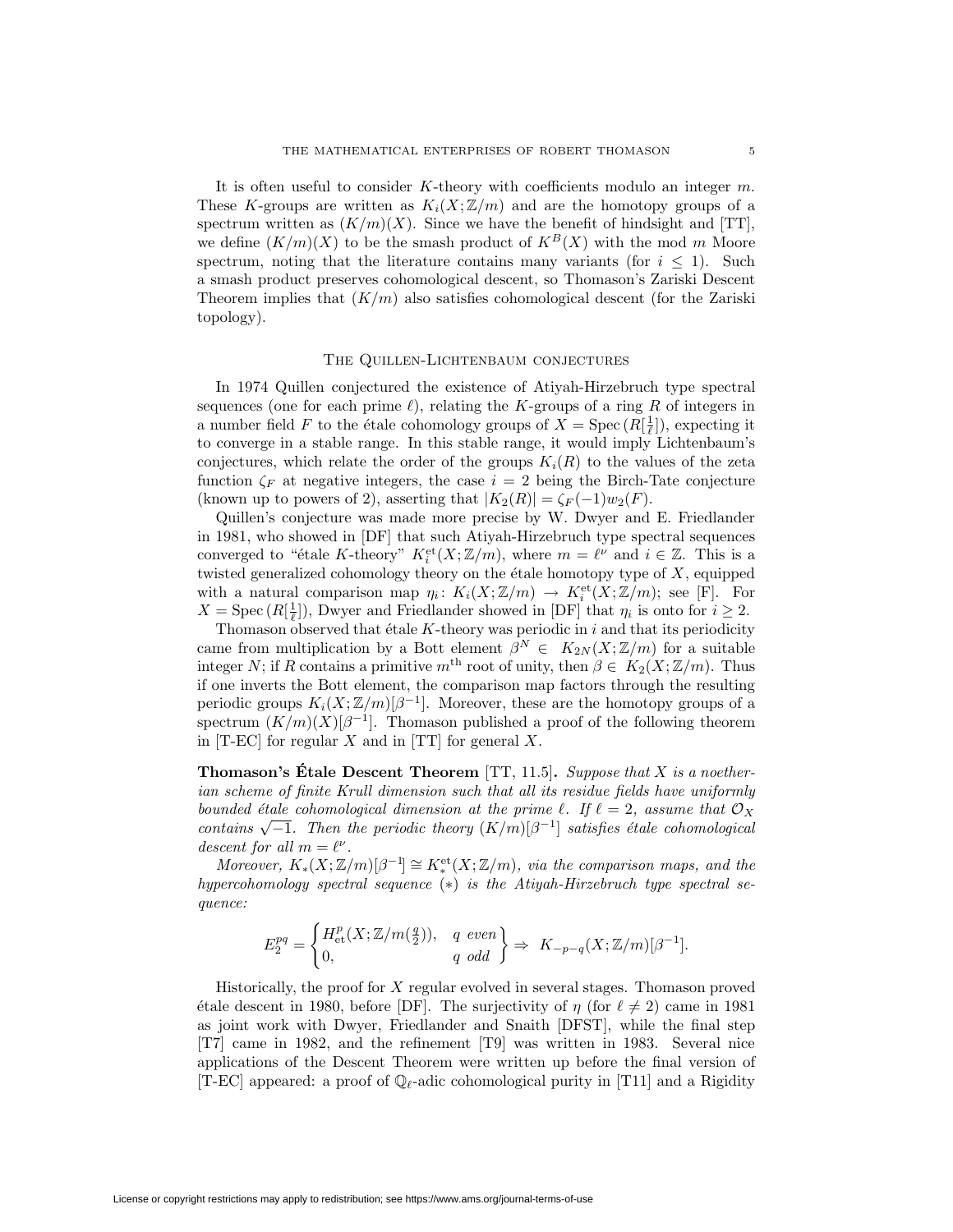It is often useful to consider $K$-theory with coefficients modulo an integer $m$. These $K$-groups are written as $K_i(X;\mathbb{Z}/m)$ and are the homotopy groups of a spectrum written as $(K/m)(X)$. Since we have the benefit of hindsight and [TT], we define $(K/m)(X)$ to be the smash product of $K^B(X)$ with the mod $m$ Moore spectrum, noting that the literature contains many variants (for $i \le 1$). Such a smash product preserves cohomological descent, so Thomason's Zariski Descent Theorem implies that $(K/m)$ also satisfies cohomological descent (for the Zariski topology).

## The Quillen-Lichtenbaum conjectures

In 1974 Quillen conjectured the existence of Atiyah-Hirzebruch type spectral sequences (one for each prime $\ell$), relating the $K$-groups of a ring $R$ of integers in a number field $F$ to the étale cohomology groups of $X = \mathrm{Spec}\,(R[\frac{1}{\ell}])$, expecting it to converge in a stable range. In this stable range, it would imply Lichtenbaum's conjectures, which relate the order of the groups $K_i(R)$ to the values of the zeta function $\zeta_F$ at negative integers, the case $i = 2$ being the Birch-Tate conjecture (known up to powers of 2), asserting that $|K_2(R)| = \zeta_F(-1)w_2(F)$.

Quillen's conjecture was made more precise by W. Dwyer and E. Friedlander in 1981, who showed in [DF] that such Atiyah-Hirzebruch type spectral sequences converged to "étale $K$-theory" $K_i^{\mathrm{et}}(X;\mathbb{Z}/m)$, where $m = \ell^\nu$ and $i \in \mathbb{Z}$. This is a twisted generalized cohomology theory on the étale homotopy type of $X$, equipped with a natural comparison map $\eta_i\colon K_i(X;\mathbb{Z}/m) \to K_i^{\mathrm{et}}(X;\mathbb{Z}/m)$; see [F]. For $X = \mathrm{Spec}\,(R[\frac{1}{\ell}])$, Dwyer and Friedlander showed in [DF] that $\eta_i$ is onto for $i \ge 2$.

Thomason observed that étale $K$-theory was periodic in $i$ and that its periodicity came from multiplication by a Bott element $\beta^N \in K_{2N}(X;\mathbb{Z}/m)$ for a suitable integer $N$; if $R$ contains a primitive $m^{\text{th}}$ root of unity, then $\beta \in K_2(X;\mathbb{Z}/m)$. Thus if one inverts the Bott element, the comparison map factors through the resulting periodic groups $K_i(X;\mathbb{Z}/m)[\beta^{-1}]$. Moreover, these are the homotopy groups of a spectrum $(K/m)(X)[\beta^{-1}]$. Thomason published a proof of the following theorem in [T-EC] for regular $X$ and in [TT] for general $X$.

**Thomason's Étale Descent Theorem** [TT, 11.5]**.** *Suppose that $X$ is a noetherian scheme of finite Krull dimension such that all its residue fields have uniformly bounded étale cohomological dimension at the prime $\ell$. If $\ell = 2$, assume that $\mathcal{O}_X$ contains $\sqrt{-1}$. Then the periodic theory $(K/m)[\beta^{-1}]$ satisfies étale cohomological descent for all $m = \ell^\nu$.*

*Moreover, $K_*(X;\mathbb{Z}/m)[\beta^{-1}] \cong K_*^{\mathrm{et}}(X;\mathbb{Z}/m)$, via the comparison maps, and the hypercohomology spectral sequence $(*)$ is the Atiyah-Hirzebruch type spectral sequence:*

$$E_2^{pq} = \begin{Bmatrix} H^p_{\mathrm{et}}(X;\mathbb{Z}/m(\frac{q}{2})), & q \text{ even} \\ 0, & q \text{ odd} \end{Bmatrix} \Rightarrow K_{-p-q}(X;\mathbb{Z}/m)[\beta^{-1}].$$

Historically, the proof for $X$ regular evolved in several stages. Thomason proved étale descent in 1980, before [DF]. The surjectivity of $\eta$ (for $\ell \neq 2$) came in 1981 as joint work with Dwyer, Friedlander and Snaith [DFST], while the final step [T7] came in 1982, and the refinement [T9] was written in 1983. Several nice applications of the Descent Theorem were written up before the final version of [T-EC] appeared: a proof of $\mathbb{Q}_\ell$-adic cohomological purity in [T11] and a Rigidity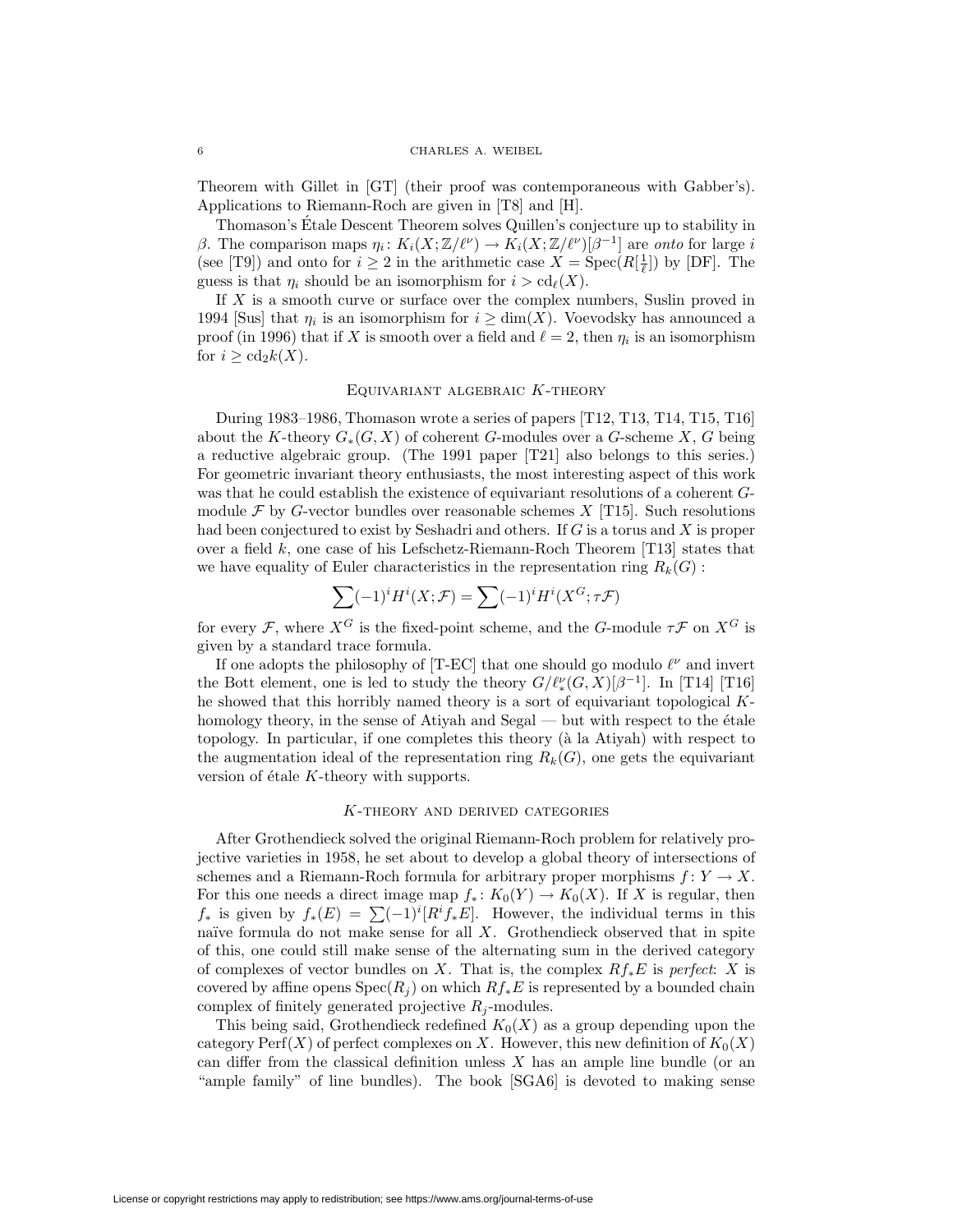Theorem with Gillet in [GT] (their proof was contemporaneous with Gabber's). Applications to Riemann-Roch are given in [T8] and [H].

Thomason's Étale Descent Theorem solves Quillen's conjecture up to stability in $\beta$. The comparison maps $\eta_i \colon K_i(X; \mathbb{Z}/\ell^\nu) \to K_i(X; \mathbb{Z}/\ell^\nu)[\beta^{-1}]$ are *onto* for large $i$ (see [T9]) and onto for $i \geq 2$ in the arithmetic case $X = \operatorname{Spec}(R[\frac{1}{\ell}])$ by [DF]. The guess is that $\eta_i$ should be an isomorphism for $i > \operatorname{cd}_\ell(X)$.

If $X$ is a smooth curve or surface over the complex numbers, Suslin proved in 1994 [Sus] that $\eta_i$ is an isomorphism for $i \geq \dim(X)$. Voevodsky has announced a proof (in 1996) that if $X$ is smooth over a field and $\ell = 2$, then $\eta_i$ is an isomorphism for $i \geq \operatorname{cd}_2 k(X)$.

## Equivariant algebraic $K$-theory

During 1983–1986, Thomason wrote a series of papers [T12, T13, T14, T15, T16] about the $K$-theory $G_*(G, X)$ of coherent $G$-modules over a $G$-scheme $X$, $G$ being a reductive algebraic group. (The 1991 paper [T21] also belongs to this series.) For geometric invariant theory enthusiasts, the most interesting aspect of this work was that he could establish the existence of equivariant resolutions of a coherent $G$-module $\mathcal{F}$ by $G$-vector bundles over reasonable schemes $X$ [T15]. Such resolutions had been conjectured to exist by Seshadri and others. If $G$ is a torus and $X$ is proper over a field $k$, one case of his Lefschetz-Riemann-Roch Theorem [T13] states that we have equality of Euler characteristics in the representation ring $R_k(G)$ :

$$\sum (-1)^i H^i(X; \mathcal{F}) = \sum (-1)^i H^i(X^G; \tau\mathcal{F})$$

for every $\mathcal{F}$, where $X^G$ is the fixed-point scheme, and the $G$-module $\tau\mathcal{F}$ on $X^G$ is given by a standard trace formula.

If one adopts the philosophy of [T-EC] that one should go modulo $\ell^\nu$ and invert the Bott element, one is led to study the theory $G/\ell^\nu_*(G, X)[\beta^{-1}]$. In [T14] [T16] he showed that this horribly named theory is a sort of equivariant topological $K$-homology theory, in the sense of Atiyah and Segal — but with respect to the étale topology. In particular, if one completes this theory (à la Atiyah) with respect to the augmentation ideal of the representation ring $R_k(G)$, one gets the equivariant version of étale $K$-theory with supports.

## $K$-theory and derived categories

After Grothendieck solved the original Riemann-Roch problem for relatively projective varieties in 1958, he set about to develop a global theory of intersections of schemes and a Riemann-Roch formula for arbitrary proper morphisms $f \colon Y \to X$. For this one needs a direct image map $f_* \colon K_0(Y) \to K_0(X)$. If $X$ is regular, then $f_*$ is given by $f_*(E) = \sum (-1)^i [R^i f_* E]$. However, the individual terms in this naïve formula do not make sense for all $X$. Grothendieck observed that in spite of this, one could still make sense of the alternating sum in the derived category of complexes of vector bundles on $X$. That is, the complex $Rf_*E$ is *perfect*: $X$ is covered by affine opens $\operatorname{Spec}(R_j)$ on which $Rf_*E$ is represented by a bounded chain complex of finitely generated projective $R_j$-modules.

This being said, Grothendieck redefined $K_0(X)$ as a group depending upon the category $\operatorname{Perf}(X)$ of perfect complexes on $X$. However, this new definition of $K_0(X)$ can differ from the classical definition unless $X$ has an ample line bundle (or an "ample family" of line bundles). The book [SGA6] is devoted to making sense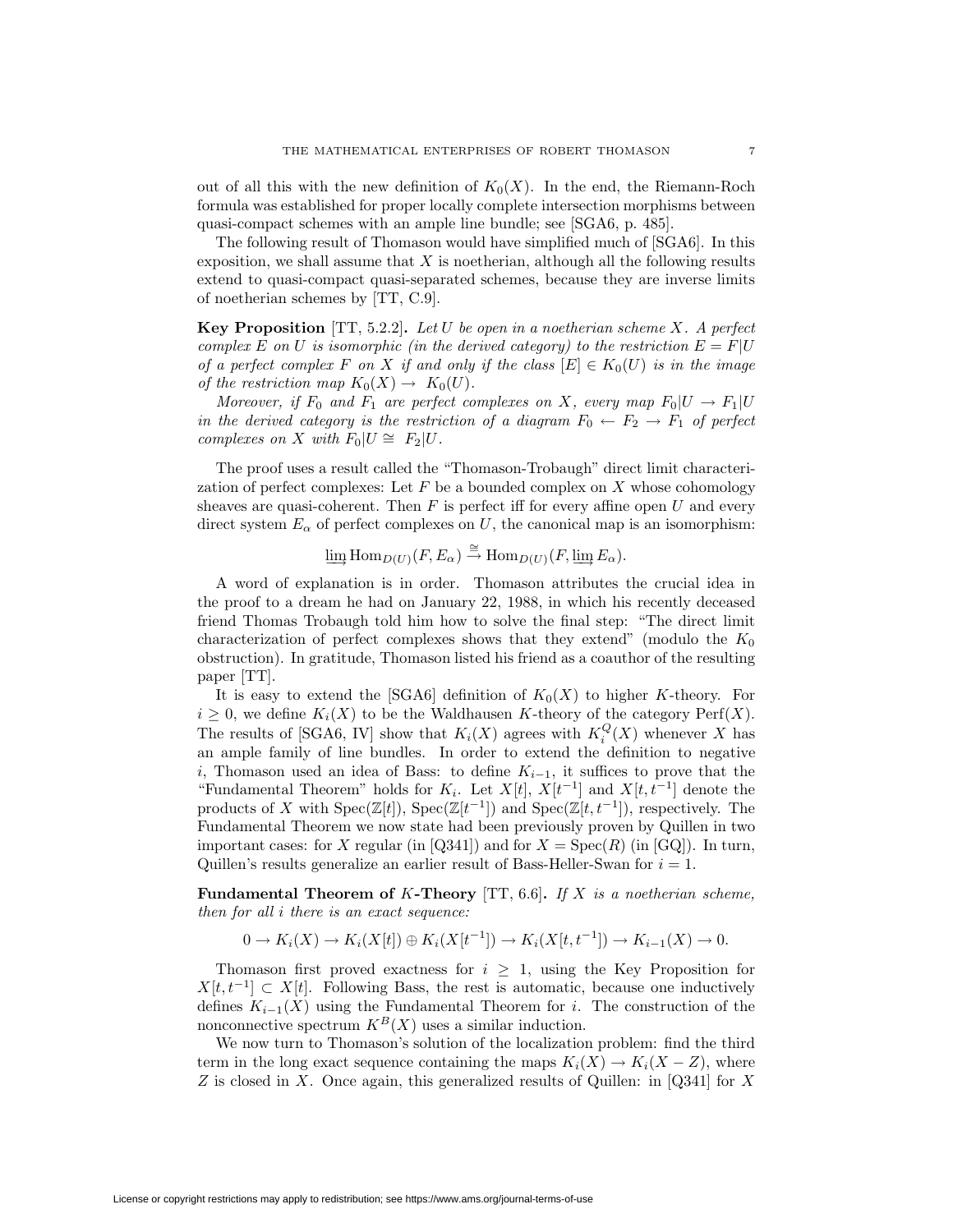out of all this with the new definition of $K_0(X)$. In the end, the Riemann-Roch formula was established for proper locally complete intersection morphisms between quasi-compact schemes with an ample line bundle; see [SGA6, p. 485].

The following result of Thomason would have simplified much of [SGA6]. In this exposition, we shall assume that $X$ is noetherian, although all the following results extend to quasi-compact quasi-separated schemes, because they are inverse limits of noetherian schemes by [TT, C.9].

**Key Proposition** [TT, 5.2.2]**.** *Let $U$ be open in a noetherian scheme $X$. A perfect complex $E$ on $U$ is isomorphic (in the derived category) to the restriction $E = F|U$ of a perfect complex $F$ on $X$ if and only if the class $[E] \in K_0(U)$ is in the image of the restriction map $K_0(X) \to K_0(U)$.*

*Moreover, if $F_0$ and $F_1$ are perfect complexes on $X$, every map $F_0|U \to F_1|U$ in the derived category is the restriction of a diagram $F_0 \leftarrow F_2 \to F_1$ of perfect complexes on $X$ with $F_0|U \cong F_2|U$.*

The proof uses a result called the "Thomason-Trobaugh" direct limit characterization of perfect complexes: Let $F$ be a bounded complex on $X$ whose cohomology sheaves are quasi-coherent. Then $F$ is perfect iff for every affine open $U$ and every direct system $E_\alpha$ of perfect complexes on $U$, the canonical map is an isomorphism:

$$\varinjlim \operatorname{Hom}_{D(U)}(F, E_\alpha) \xrightarrow{\cong} \operatorname{Hom}_{D(U)}(F, \varinjlim E_\alpha).$$

A word of explanation is in order. Thomason attributes the crucial idea in the proof to a dream he had on January 22, 1988, in which his recently deceased friend Thomas Trobaugh told him how to solve the final step: "The direct limit characterization of perfect complexes shows that they extend" (modulo the $K_0$ obstruction). In gratitude, Thomason listed his friend as a coauthor of the resulting paper [TT].

It is easy to extend the [SGA6] definition of $K_0(X)$ to higher $K$-theory. For $i \geq 0$, we define $K_i(X)$ to be the Waldhausen $K$-theory of the category $\operatorname{Perf}(X)$. The results of [SGA6, IV] show that $K_i(X)$ agrees with $K_i^Q(X)$ whenever $X$ has an ample family of line bundles. In order to extend the definition to negative $i$, Thomason used an idea of Bass: to define $K_{i-1}$, it suffices to prove that the "Fundamental Theorem" holds for $K_i$. Let $X[t]$, $X[t^{-1}]$ and $X[t, t^{-1}]$ denote the products of $X$ with $\operatorname{Spec}(\mathbb{Z}[t])$, $\operatorname{Spec}(\mathbb{Z}[t^{-1}])$ and $\operatorname{Spec}(\mathbb{Z}[t, t^{-1}])$, respectively. The Fundamental Theorem we now state had been previously proven by Quillen in two important cases: for $X$ regular (in [Q341]) and for $X = \operatorname{Spec}(R)$ (in [GQ]). In turn, Quillen's results generalize an earlier result of Bass-Heller-Swan for $i = 1$.

**Fundamental Theorem of $K$-Theory** [TT, 6.6]**.** *If $X$ is a noetherian scheme, then for all $i$ there is an exact sequence:*

$$0 \to K_i(X) \to K_i(X[t]) \oplus K_i(X[t^{-1}]) \to K_i(X[t, t^{-1}]) \to K_{i-1}(X) \to 0.$$

Thomason first proved exactness for $i \geq 1$, using the Key Proposition for $X[t, t^{-1}] \subset X[t]$. Following Bass, the rest is automatic, because one inductively defines $K_{i-1}(X)$ using the Fundamental Theorem for $i$. The construction of the nonconnective spectrum $K^B(X)$ uses a similar induction.

We now turn to Thomason's solution of the localization problem: find the third term in the long exact sequence containing the maps $K_i(X) \to K_i(X - Z)$, where $Z$ is closed in $X$. Once again, this generalized results of Quillen: in [Q341] for $X$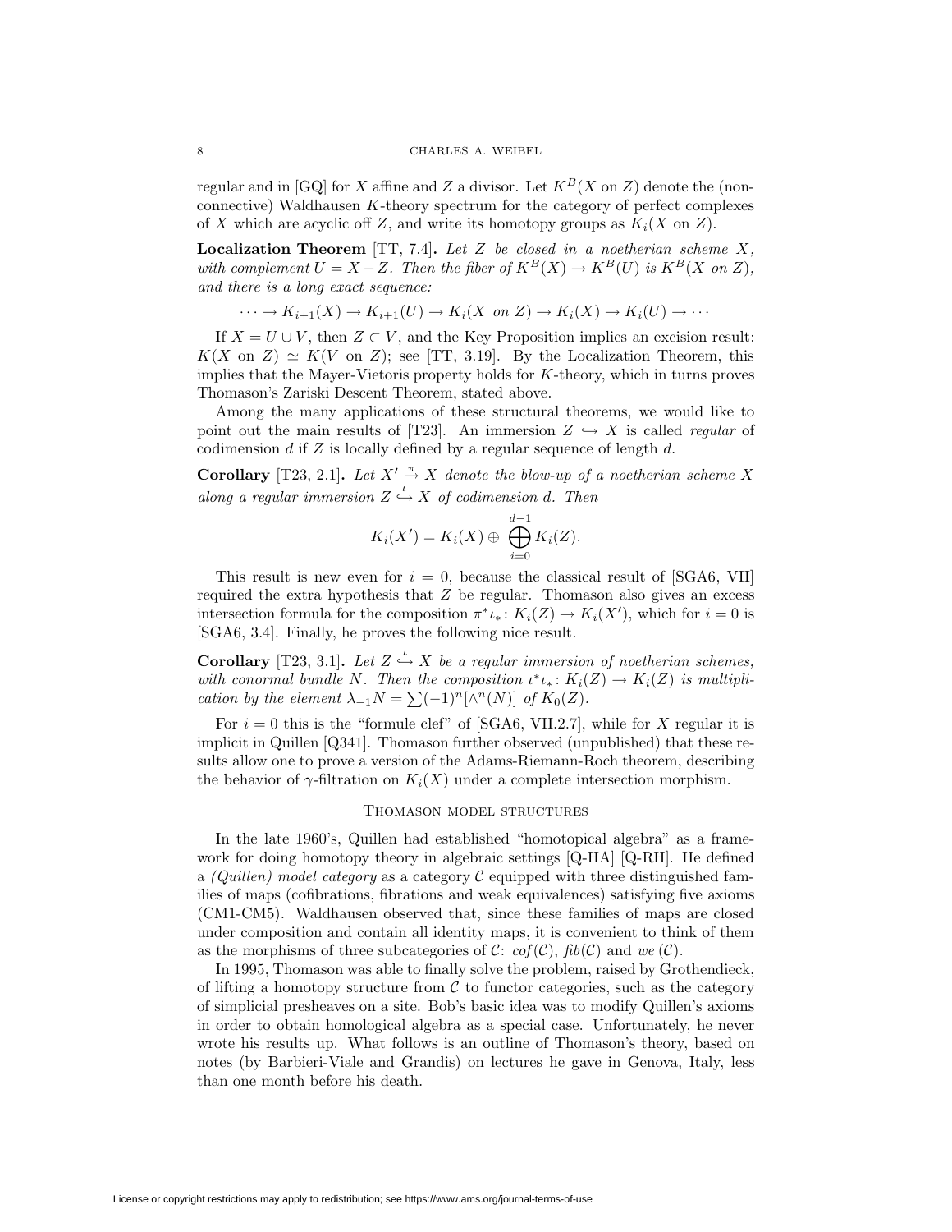regular and in [GQ] for $X$ affine and $Z$ a divisor. Let $K^B(X \text{ on } Z)$ denote the (non-connective) Waldhausen $K$-theory spectrum for the category of perfect complexes of $X$ which are acyclic off $Z$, and write its homotopy groups as $K_i(X \text{ on } Z)$.

**Localization Theorem** [TT, 7.4]**.** *Let $Z$ be closed in a noetherian scheme $X$, with complement $U = X - Z$. Then the fiber of $K^B(X) \to K^B(U)$ is $K^B(X \text{ on } Z)$, and there is a long exact sequence:*

$$\cdots \to K_{i+1}(X) \to K_{i+1}(U) \to K_i(X \text{ on } Z) \to K_i(X) \to K_i(U) \to \cdots$$

If $X = U \cup V$, then $Z \subset V$, and the Key Proposition implies an excision result: $K(X \text{ on } Z) \simeq K(V \text{ on } Z)$; see [TT, 3.19]. By the Localization Theorem, this implies that the Mayer-Vietoris property holds for $K$-theory, which in turns proves Thomason's Zariski Descent Theorem, stated above.

Among the many applications of these structural theorems, we would like to point out the main results of [T23]. An immersion $Z \hookrightarrow X$ is called *regular* of codimension $d$ if $Z$ is locally defined by a regular sequence of length $d$.

**Corollary** [T23, 2.1]**.** *Let $X' \xrightarrow{\pi} X$ denote the blow-up of a noetherian scheme $X$ along a regular immersion $Z \overset{\iota}{\hookrightarrow} X$ of codimension $d$. Then*

$$K_i(X') = K_i(X) \oplus \bigoplus_{i=0}^{d-1} K_i(Z).$$

This result is new even for $i = 0$, because the classical result of [SGA6, VII] required the extra hypothesis that $Z$ be regular. Thomason also gives an excess intersection formula for the composition $\pi^*\iota_*\colon K_i(Z) \to K_i(X')$, which for $i = 0$ is [SGA6, 3.4]. Finally, he proves the following nice result.

**Corollary** [T23, 3.1]**.** *Let $Z \overset{\iota}{\hookrightarrow} X$ be a regular immersion of noetherian schemes, with conormal bundle $N$. Then the composition $\iota^*\iota_*\colon K_i(Z) \to K_i(Z)$ is multiplication by the element $\lambda_{-1}N = \sum(-1)^n[\wedge^n(N)]$ of $K_0(Z)$.*

For $i = 0$ this is the "formule clef" of [SGA6, VII.2.7], while for $X$ regular it is implicit in Quillen [Q341]. Thomason further observed (unpublished) that these results allow one to prove a version of the Adams-Riemann-Roch theorem, describing the behavior of $\gamma$-filtration on $K_i(X)$ under a complete intersection morphism.

## Thomason model structures

In the late 1960's, Quillen had established "homotopical algebra" as a framework for doing homotopy theory in algebraic settings [Q-HA] [Q-RH]. He defined a *(Quillen) model category* as a category $\mathcal{C}$ equipped with three distinguished families of maps (cofibrations, fibrations and weak equivalences) satisfying five axioms (CM1-CM5). Waldhausen observed that, since these families of maps are closed under composition and contain all identity maps, it is convenient to think of them as the morphisms of three subcategories of $\mathcal{C}$: $cof(\mathcal{C})$, $fib(\mathcal{C})$ and $we(\mathcal{C})$.

In 1995, Thomason was able to finally solve the problem, raised by Grothendieck, of lifting a homotopy structure from $\mathcal{C}$ to functor categories, such as the category of simplicial presheaves on a site. Bob's basic idea was to modify Quillen's axioms in order to obtain homological algebra as a special case. Unfortunately, he never wrote his results up. What follows is an outline of Thomason's theory, based on notes (by Barbieri-Viale and Grandis) on lectures he gave in Genova, Italy, less than one month before his death.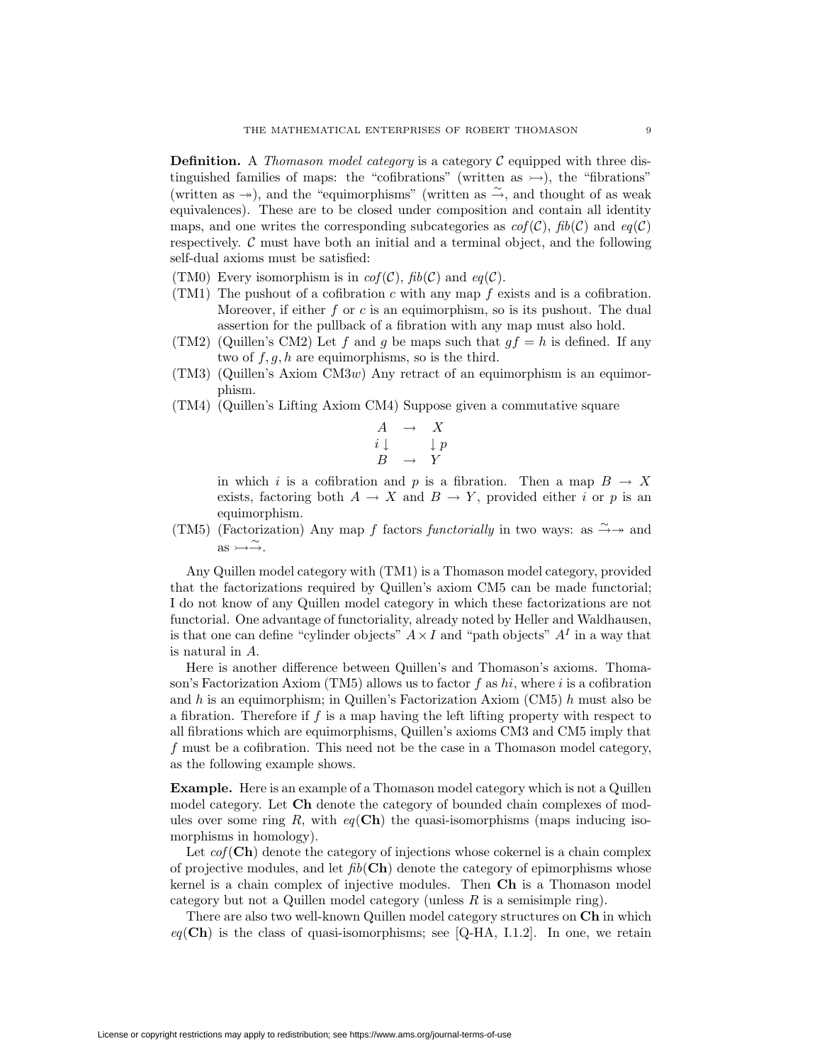**Definition.** A *Thomason model category* is a category $\mathcal{C}$ equipped with three distinguished families of maps: the "cofibrations" (written as $\rightarrowtail$), the "fibrations" (written as $\twoheadrightarrow$), and the "equimorphisms" (written as $\xrightarrow{\sim}$, and thought of as weak equivalences). These are to be closed under composition and contain all identity maps, and one writes the corresponding subcategories as $cof(\mathcal{C})$, $fib(\mathcal{C})$ and $eq(\mathcal{C})$ respectively. $\mathcal{C}$ must have both an initial and a terminal object, and the following self-dual axioms must be satisfied:

- (TM0) Every isomorphism is in $cof(\mathcal{C})$, $fib(\mathcal{C})$ and $eq(\mathcal{C})$.
- (TM1) The pushout of a cofibration $c$ with any map $f$ exists and is a cofibration. Moreover, if either $f$ or $c$ is an equimorphism, so is its pushout. The dual assertion for the pullback of a fibration with any map must also hold.
- (TM2) (Quillen's CM2) Let $f$ and $g$ be maps such that $gf = h$ is defined. If any two of $f, g, h$ are equimorphisms, so is the third.
- (TM3) (Quillen's Axiom CM3$w$) Any retract of an equimorphism is an equimorphism.
- (TM4) (Quillen's Lifting Axiom CM4) Suppose given a commutative square

$$\begin{array}{ccc} A & \rightarrow & X \\ i\downarrow & & \downarrow p \\ B & \rightarrow & Y \end{array}$$

  in which $i$ is a cofibration and $p$ is a fibration. Then a map $B \to X$ exists, factoring both $A \to X$ and $B \to Y$, provided either $i$ or $p$ is an equimorphism.
- (TM5) (Factorization) Any map $f$ factors *functorially* in two ways: as $\xrightarrow{\sim}\twoheadrightarrow$ and as $\rightarrowtail\xrightarrow{\sim}$.

Any Quillen model category with (TM1) is a Thomason model category, provided that the factorizations required by Quillen's axiom CM5 can be made functorial; I do not know of any Quillen model category in which these factorizations are not functorial. One advantage of functoriality, already noted by Heller and Waldhausen, is that one can define "cylinder objects" $A \times I$ and "path objects" $A^I$ in a way that is natural in $A$.

Here is another difference between Quillen's and Thomason's axioms. Thomason's Factorization Axiom (TM5) allows us to factor $f$ as $hi$, where $i$ is a cofibration and $h$ is an equimorphism; in Quillen's Factorization Axiom (CM5) $h$ must also be a fibration. Therefore if $f$ is a map having the left lifting property with respect to all fibrations which are equimorphisms, Quillen's axioms CM3 and CM5 imply that $f$ must be a cofibration. This need not be the case in a Thomason model category, as the following example shows.

**Example.** Here is an example of a Thomason model category which is not a Quillen model category. Let **Ch** denote the category of bounded chain complexes of modules over some ring $R$, with $eq(\mathbf{Ch})$ the quasi-isomorphisms (maps inducing isomorphisms in homology).

Let $cof(\mathbf{Ch})$ denote the category of injections whose cokernel is a chain complex of projective modules, and let $fib(\mathbf{Ch})$ denote the category of epimorphisms whose kernel is a chain complex of injective modules. Then **Ch** is a Thomason model category but not a Quillen model category (unless $R$ is a semisimple ring).

There are also two well-known Quillen model category structures on **Ch** in which $eq(\mathbf{Ch})$ is the class of quasi-isomorphisms; see [Q-HA, I.1.2]. In one, we retain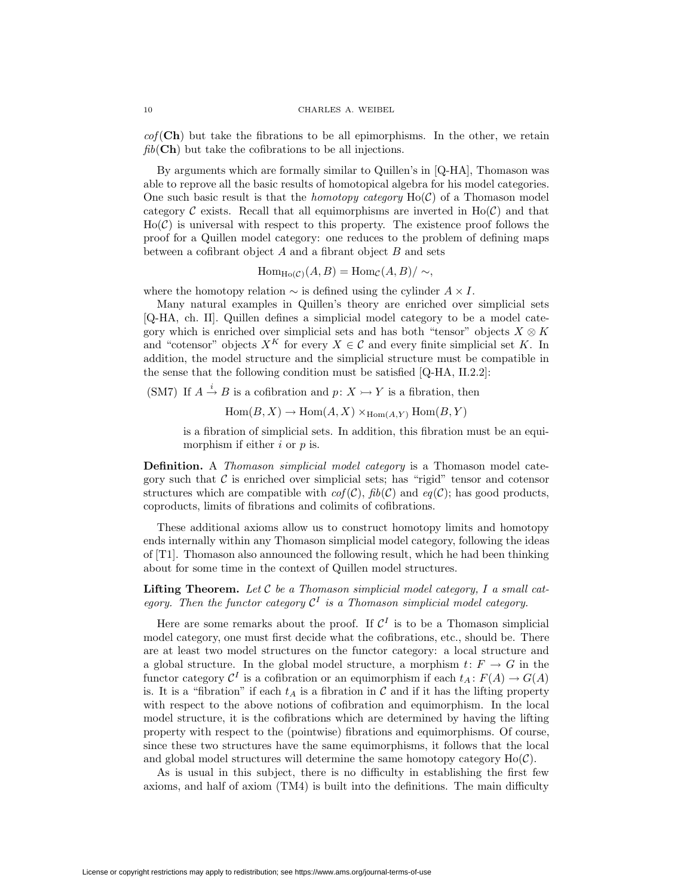*cof*(**Ch**) but take the fibrations to be all epimorphisms. In the other, we retain *fib*(**Ch**) but take the cofibrations to be all injections.

By arguments which are formally similar to Quillen's in [Q-HA], Thomason was able to reprove all the basic results of homotopical algebra for his model categories. One such basic result is that the *homotopy category* $\mathrm{Ho}(\mathcal{C})$ of a Thomason model category $\mathcal{C}$ exists. Recall that all equimorphisms are inverted in $\mathrm{Ho}(\mathcal{C})$ and that $\mathrm{Ho}(\mathcal{C})$ is universal with respect to this property. The existence proof follows the proof for a Quillen model category: one reduces to the problem of defining maps between a cofibrant object $A$ and a fibrant object $B$ and sets

$$\mathrm{Hom}_{\mathrm{Ho}(\mathcal{C})}(A, B) = \mathrm{Hom}_{\mathcal{C}}(A, B)/\sim,$$

where the homotopy relation $\sim$ is defined using the cylinder $A \times I$.

Many natural examples in Quillen's theory are enriched over simplicial sets [Q-HA, ch. II]. Quillen defines a simplicial model category to be a model category which is enriched over simplicial sets and has both "tensor" objects $X \otimes K$ and "cotensor" objects $X^K$ for every $X \in \mathcal{C}$ and every finite simplicial set $K$. In addition, the model structure and the simplicial structure must be compatible in the sense that the following condition must be satisfied [Q-HA, II.2.2]:

(SM7) If $A \xrightarrow{i} B$ is a cofibration and $p\colon X \rightarrowtail Y$ is a fibration, then

$$\mathrm{Hom}(B, X) \to \mathrm{Hom}(A, X) \times_{\mathrm{Hom}(A,Y)} \mathrm{Hom}(B, Y)$$

is a fibration of simplicial sets. In addition, this fibration must be an equimorphism if either $i$ or $p$ is.

**Definition.** A *Thomason simplicial model category* is a Thomason model category such that $\mathcal{C}$ is enriched over simplicial sets; has "rigid" tensor and cotensor structures which are compatible with *cof*($\mathcal{C}$), *fib*($\mathcal{C}$) and *eq*($\mathcal{C}$); has good products, coproducts, limits of fibrations and colimits of cofibrations.

These additional axioms allow us to construct homotopy limits and homotopy ends internally within any Thomason simplicial model category, following the ideas of [T1]. Thomason also announced the following result, which he had been thinking about for some time in the context of Quillen model structures.

**Lifting Theorem.** *Let $\mathcal{C}$ be a Thomason simplicial model category, $I$ a small category. Then the functor category $\mathcal{C}^I$ is a Thomason simplicial model category.*

Here are some remarks about the proof. If $\mathcal{C}^I$ is to be a Thomason simplicial model category, one must first decide what the cofibrations, etc., should be. There are at least two model structures on the functor category: a local structure and a global structure. In the global model structure, a morphism $t\colon F \to G$ in the functor category $\mathcal{C}^I$ is a cofibration or an equimorphism if each $t_A\colon F(A) \to G(A)$ is. It is a "fibration" if each $t_A$ is a fibration in $\mathcal{C}$ and if it has the lifting property with respect to the above notions of cofibration and equimorphism. In the local model structure, it is the cofibrations which are determined by having the lifting property with respect to the (pointwise) fibrations and equimorphisms. Of course, since these two structures have the same equimorphisms, it follows that the local and global model structures will determine the same homotopy category $\mathrm{Ho}(\mathcal{C})$.

As is usual in this subject, there is no difficulty in establishing the first few axioms, and half of axiom (TM4) is built into the definitions. The main difficulty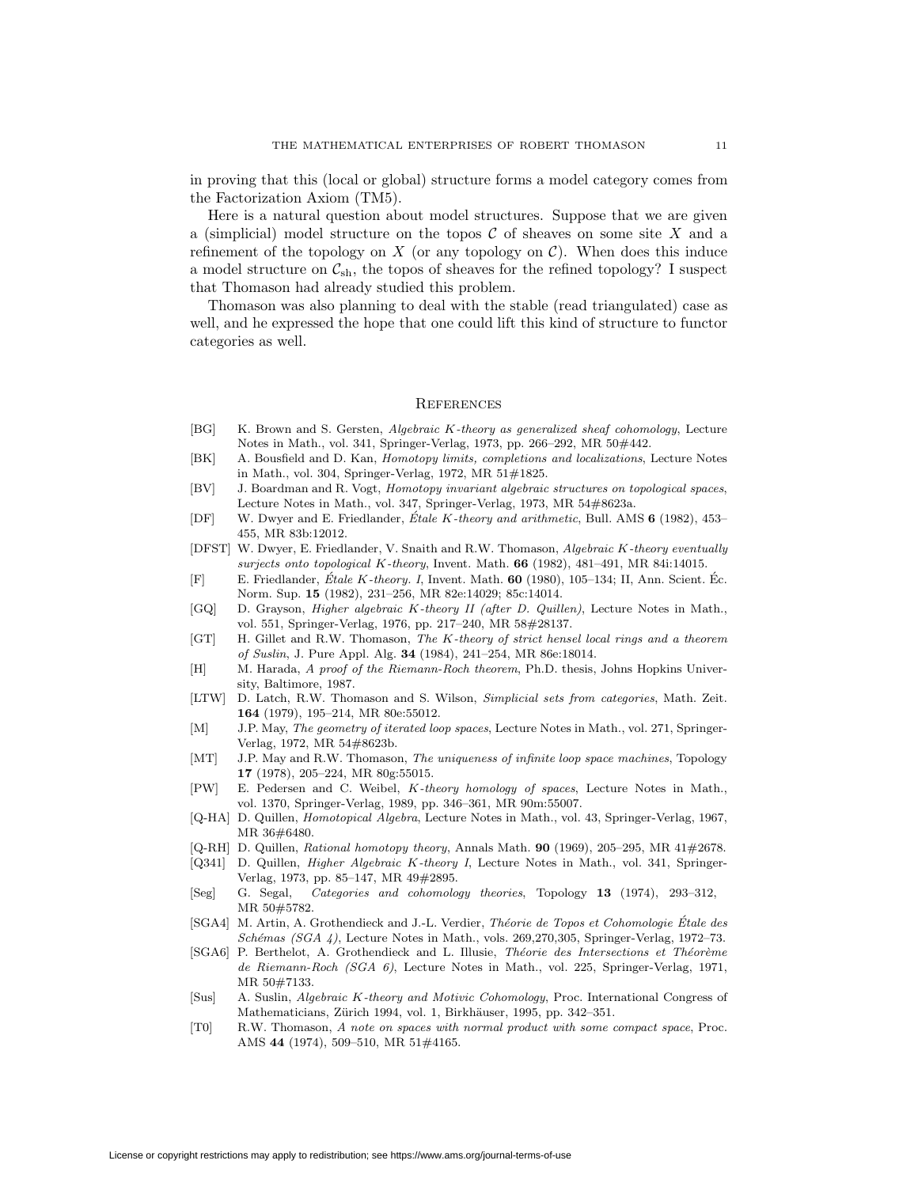in proving that this (local or global) structure forms a model category comes from the Factorization Axiom (TM5).

Here is a natural question about model structures. Suppose that we are given a (simplicial) model structure on the topos $\mathcal{C}$ of sheaves on some site $X$ and a refinement of the topology on $X$ (or any topology on $\mathcal{C}$). When does this induce a model structure on $\mathcal{C}_{\text{sh}}$, the topos of sheaves for the refined topology? I suspect that Thomason had already studied this problem.

Thomason was also planning to deal with the stable (read triangulated) case as well, and he expressed the hope that one could lift this kind of structure to functor categories as well.

## References

[BG] K. Brown and S. Gersten, *Algebraic K-theory as generalized sheaf cohomology*, Lecture Notes in Math., vol. 341, Springer-Verlag, 1973, pp. 266–292, MR 50#442.

[BK] A. Bousfield and D. Kan, *Homotopy limits, completions and localizations*, Lecture Notes in Math., vol. 304, Springer-Verlag, 1972, MR 51#1825.

[BV] J. Boardman and R. Vogt, *Homotopy invariant algebraic structures on topological spaces*, Lecture Notes in Math., vol. 347, Springer-Verlag, 1973, MR 54#8623a.

[DF] W. Dwyer and E. Friedlander, *Étale K-theory and arithmetic*, Bull. AMS **6** (1982), 453–455, MR 83b:12012.

[DFST] W. Dwyer, E. Friedlander, V. Snaith and R.W. Thomason, *Algebraic K-theory eventually surjects onto topological K-theory*, Invent. Math. **66** (1982), 481–491, MR 84i:14015.

[F] E. Friedlander, *Étale K-theory. I*, Invent. Math. **60** (1980), 105–134; II, Ann. Scient. Éc. Norm. Sup. **15** (1982), 231–256, MR 82e:14029; 85c:14014.

[GQ] D. Grayson, *Higher algebraic K-theory II (after D. Quillen)*, Lecture Notes in Math., vol. 551, Springer-Verlag, 1976, pp. 217–240, MR 58#28137.

[GT] H. Gillet and R.W. Thomason, *The K-theory of strict hensel local rings and a theorem of Suslin*, J. Pure Appl. Alg. **34** (1984), 241–254, MR 86e:18014.

[H] M. Harada, *A proof of the Riemann-Roch theorem*, Ph.D. thesis, Johns Hopkins University, Baltimore, 1987.

[LTW] D. Latch, R.W. Thomason and S. Wilson, *Simplicial sets from categories*, Math. Zeit. **164** (1979), 195–214, MR 80e:55012.

[M] J.P. May, *The geometry of iterated loop spaces*, Lecture Notes in Math., vol. 271, Springer-Verlag, 1972, MR 54#8623b.

[MT] J.P. May and R.W. Thomason, *The uniqueness of infinite loop space machines*, Topology **17** (1978), 205–224, MR 80g:55015.

[PW] E. Pedersen and C. Weibel, *K-theory homology of spaces*, Lecture Notes in Math., vol. 1370, Springer-Verlag, 1989, pp. 346–361, MR 90m:55007.

[Q-HA] D. Quillen, *Homotopical Algebra*, Lecture Notes in Math., vol. 43, Springer-Verlag, 1967, MR 36#6480.

[Q-RH] D. Quillen, *Rational homotopy theory*, Annals Math. **90** (1969), 205–295, MR 41#2678.

[Q341] D. Quillen, *Higher Algebraic K-theory I*, Lecture Notes in Math., vol. 341, Springer-Verlag, 1973, pp. 85–147, MR 49#2895.

[Seg] G. Segal, *Categories and cohomology theories*, Topology **13** (1974), 293–312, MR 50#5782.

[SGA4] M. Artin, A. Grothendieck and J.-L. Verdier, *Théorie de Topos et Cohomologie Étale des Schémas (SGA 4)*, Lecture Notes in Math., vols. 269,270,305, Springer-Verlag, 1972–73.

[SGA6] P. Berthelot, A. Grothendieck and L. Illusie, *Théorie des Intersections et Théorème de Riemann-Roch (SGA 6)*, Lecture Notes in Math., vol. 225, Springer-Verlag, 1971, MR 50#7133.

[Sus] A. Suslin, *Algebraic K-theory and Motivic Cohomology*, Proc. International Congress of Mathematicians, Zürich 1994, vol. 1, Birkhäuser, 1995, pp. 342–351.

[T0] R.W. Thomason, *A note on spaces with normal product with some compact space*, Proc. AMS **44** (1974), 509–510, MR 51#4165.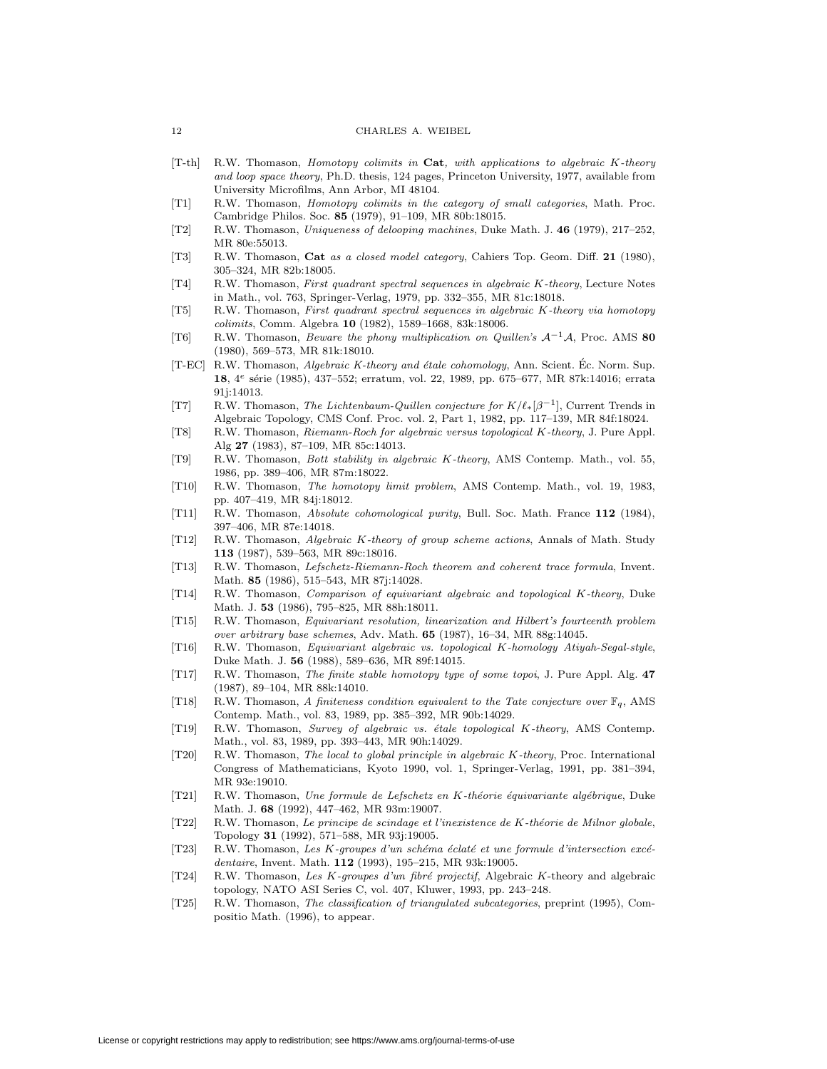[T-th] R.W. Thomason, *Homotopy colimits in* **Cat***, with applications to algebraic K-theory and loop space theory*, Ph.D. thesis, 124 pages, Princeton University, 1977, available from University Microfilms, Ann Arbor, MI 48104.

[T1] R.W. Thomason, *Homotopy colimits in the category of small categories*, Math. Proc. Cambridge Philos. Soc. **85** (1979), 91–109, MR 80b:18015.

[T2] R.W. Thomason, *Uniqueness of delooping machines*, Duke Math. J. **46** (1979), 217–252, MR 80e:55013.

[T3] R.W. Thomason, **Cat** *as a closed model category*, Cahiers Top. Geom. Diff. **21** (1980), 305–324, MR 82b:18005.

[T4] R.W. Thomason, *First quadrant spectral sequences in algebraic K-theory*, Lecture Notes in Math., vol. 763, Springer-Verlag, 1979, pp. 332–355, MR 81c:18018.

[T5] R.W. Thomason, *First quadrant spectral sequences in algebraic K-theory via homotopy colimits*, Comm. Algebra **10** (1982), 1589–1668, 83k:18006.

[T6] R.W. Thomason, *Beware the phony multiplication on Quillen's $\mathcal{A}^{-1}\mathcal{A}$*, Proc. AMS **80** (1980), 569–573, MR 81k:18010.

[T-EC] R.W. Thomason, *Algebraic K-theory and étale cohomology*, Ann. Scient. Éc. Norm. Sup. **18**, 4$^e$ série (1985), 437–552; erratum, vol. 22, 1989, pp. 675–677, MR 87k:14016; errata 91j:14013.

[T7] R.W. Thomason, *The Lichtenbaum-Quillen conjecture for $K/\ell_*[\beta^{-1}]$*, Current Trends in Algebraic Topology, CMS Conf. Proc. vol. 2, Part 1, 1982, pp. 117–139, MR 84f:18024.

[T8] R.W. Thomason, *Riemann-Roch for algebraic versus topological K-theory*, J. Pure Appl. Alg **27** (1983), 87–109, MR 85c:14013.

[T9] R.W. Thomason, *Bott stability in algebraic K-theory*, AMS Contemp. Math., vol. 55, 1986, pp. 389–406, MR 87m:18022.

[T10] R.W. Thomason, *The homotopy limit problem*, AMS Contemp. Math., vol. 19, 1983, pp. 407–419, MR 84j:18012.

[T11] R.W. Thomason, *Absolute cohomological purity*, Bull. Soc. Math. France **112** (1984), 397–406, MR 87e:14018.

[T12] R.W. Thomason, *Algebraic K-theory of group scheme actions*, Annals of Math. Study **113** (1987), 539–563, MR 89c:18016.

[T13] R.W. Thomason, *Lefschetz-Riemann-Roch theorem and coherent trace formula*, Invent. Math. **85** (1986), 515–543, MR 87j:14028.

[T14] R.W. Thomason, *Comparison of equivariant algebraic and topological K-theory*, Duke Math. J. **53** (1986), 795–825, MR 88h:18011.

[T15] R.W. Thomason, *Equivariant resolution, linearization and Hilbert's fourteenth problem over arbitrary base schemes*, Adv. Math. **65** (1987), 16–34, MR 88g:14045.

[T16] R.W. Thomason, *Equivariant algebraic vs. topological K-homology Atiyah-Segal-style*, Duke Math. J. **56** (1988), 589–636, MR 89f:14015.

[T17] R.W. Thomason, *The finite stable homotopy type of some topoi*, J. Pure Appl. Alg. **47** (1987), 89–104, MR 88k:14010.

[T18] R.W. Thomason, *A finiteness condition equivalent to the Tate conjecture over $\mathbb{F}_q$*, AMS Contemp. Math., vol. 83, 1989, pp. 385–392, MR 90b:14029.

[T19] R.W. Thomason, *Survey of algebraic vs. étale topological K-theory*, AMS Contemp. Math., vol. 83, 1989, pp. 393–443, MR 90h:14029.

[T20] R.W. Thomason, *The local to global principle in algebraic K-theory*, Proc. International Congress of Mathematicians, Kyoto 1990, vol. 1, Springer-Verlag, 1991, pp. 381–394, MR 93e:19010.

[T21] R.W. Thomason, *Une formule de Lefschetz en K-théorie équivariante algébrique*, Duke Math. J. **68** (1992), 447–462, MR 93m:19007.

[T22] R.W. Thomason, *Le principe de scindage et l'inexistence de K-théorie de Milnor globale*, Topology **31** (1992), 571–588, MR 93j:19005.

[T23] R.W. Thomason, *Les K-groupes d'un schéma éclaté et une formule d'intersection excédentaire*, Invent. Math. **112** (1993), 195–215, MR 93k:19005.

[T24] R.W. Thomason, *Les K-groupes d'un fibré projectif*, Algebraic K-theory and algebraic topology, NATO ASI Series C, vol. 407, Kluwer, 1993, pp. 243–248.

[T25] R.W. Thomason, *The classification of triangulated subcategories*, preprint (1995), Compositio Math. (1996), to appear.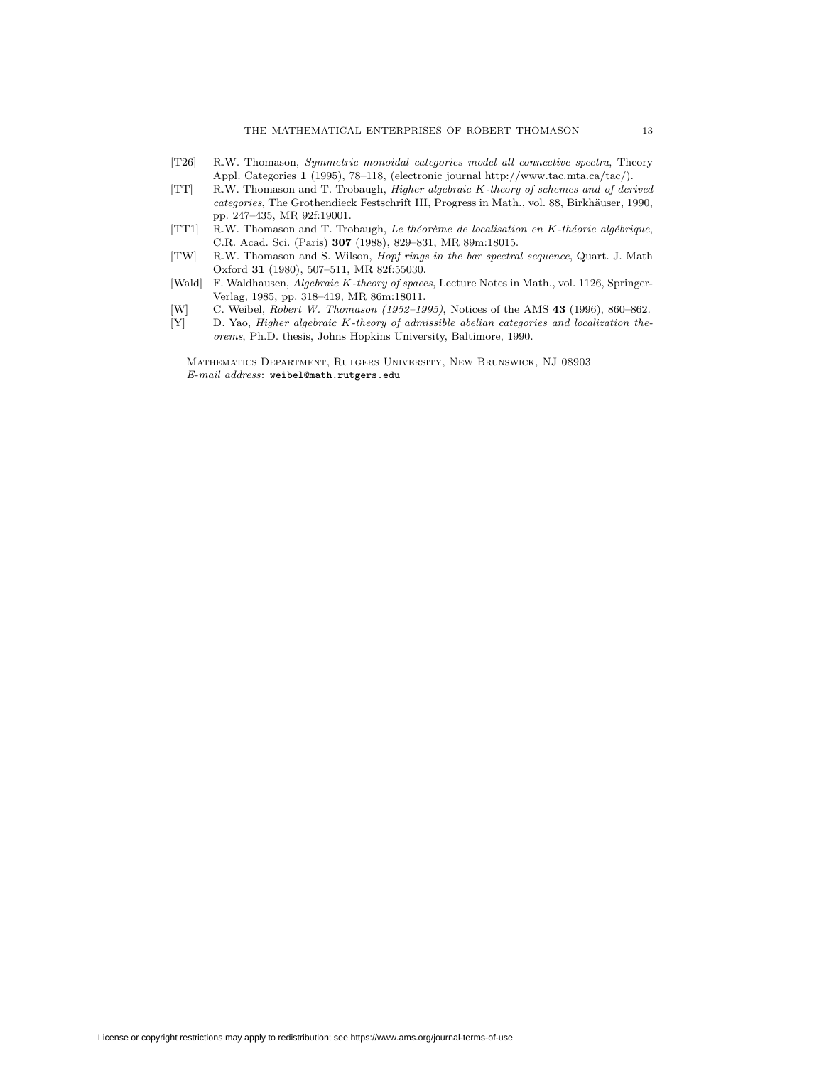[T26] R.W. Thomason, *Symmetric monoidal categories model all connective spectra*, Theory Appl. Categories **1** (1995), 78–118, (electronic journal http://www.tac.mta.ca/tac/).

[TT] R.W. Thomason and T. Trobaugh, *Higher algebraic $K$-theory of schemes and of derived categories*, The Grothendieck Festschrift III, Progress in Math., vol. 88, Birkhäuser, 1990, pp. 247–435, MR 92f:19001.

[TT1] R.W. Thomason and T. Trobaugh, *Le théorème de localisation en $K$-théorie algébrique*, C.R. Acad. Sci. (Paris) **307** (1988), 829–831, MR 89m:18015.

[TW] R.W. Thomason and S. Wilson, *Hopf rings in the bar spectral sequence*, Quart. J. Math Oxford **31** (1980), 507–511, MR 82f:55030.

[Wald] F. Waldhausen, *Algebraic $K$-theory of spaces*, Lecture Notes in Math., vol. 1126, Springer-Verlag, 1985, pp. 318–419, MR 86m:18011.

[W] C. Weibel, *Robert W. Thomason (1952–1995)*, Notices of the AMS **43** (1996), 860–862.

[Y] D. Yao, *Higher algebraic $K$-theory of admissible abelian categories and localization theorems*, Ph.D. thesis, Johns Hopkins University, Baltimore, 1990.

Mathematics Department, Rutgers University, New Brunswick, NJ 08903

*E-mail address*: weibel@math.rutgers.edu